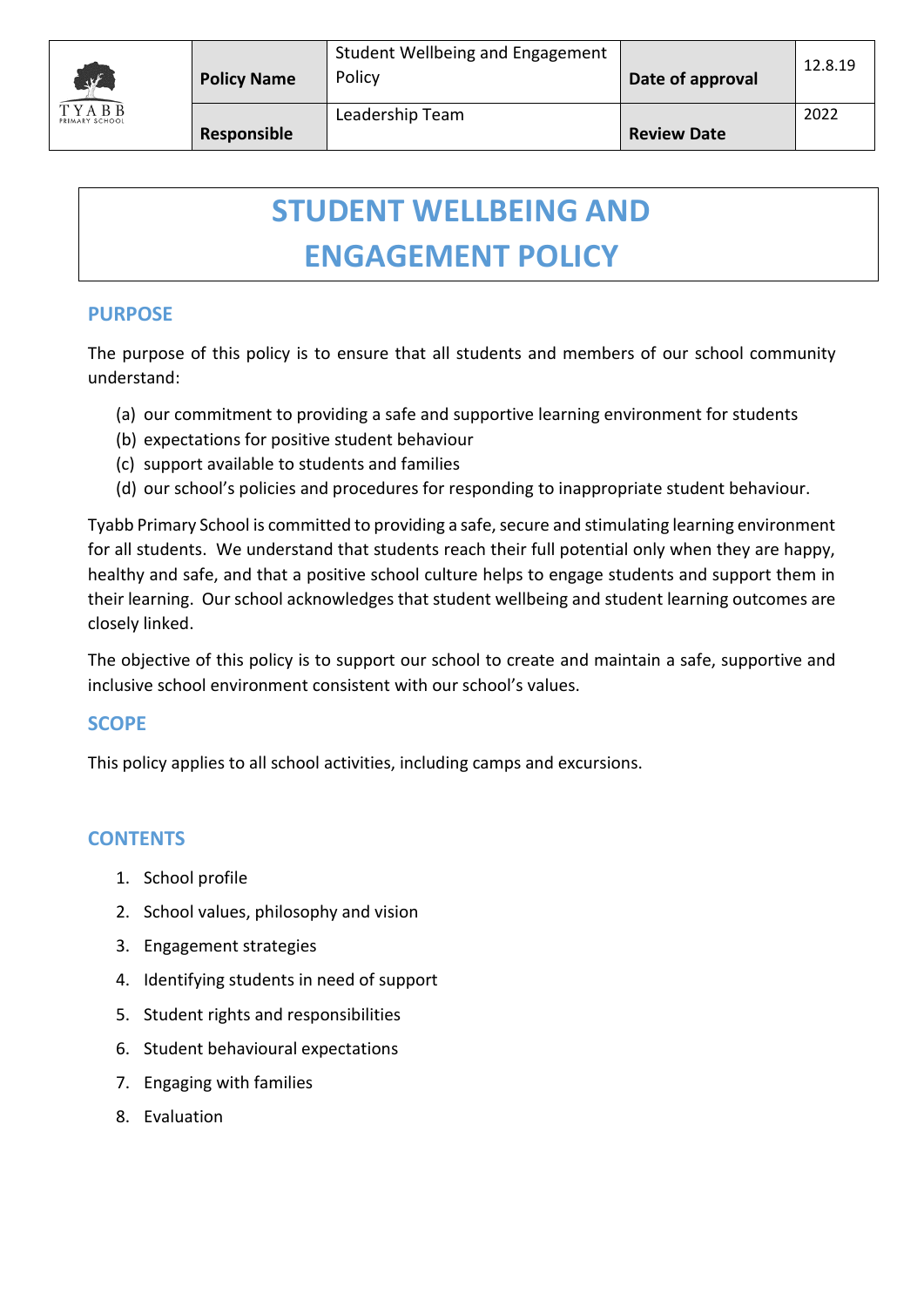| TYABB PRIMARY SCHOOL | Policy Name | Student Wellbeing and Engagement Policy | Date of approval | 12.8.19 |
|---|---|---|---|---|
| | Responsible | Leadership Team | Review Date | 2022 |

# STUDENT WELLBEING AND ENGAGEMENT POLICY

## PURPOSE

The purpose of this policy is to ensure that all students and members of our school community understand:

(a) our commitment to providing a safe and supportive learning environment for students
(b) expectations for positive student behaviour
(c) support available to students and families
(d) our school's policies and procedures for responding to inappropriate student behaviour.

Tyabb Primary School is committed to providing a safe, secure and stimulating learning environment for all students. We understand that students reach their full potential only when they are happy, healthy and safe, and that a positive school culture helps to engage students and support them in their learning. Our school acknowledges that student wellbeing and student learning outcomes are closely linked.

The objective of this policy is to support our school to create and maintain a safe, supportive and inclusive school environment consistent with our school's values.

## SCOPE

This policy applies to all school activities, including camps and excursions.

## CONTENTS

1. School profile
2. School values, philosophy and vision
3. Engagement strategies
4. Identifying students in need of support
5. Student rights and responsibilities
6. Student behavioural expectations
7. Engaging with families
8. Evaluation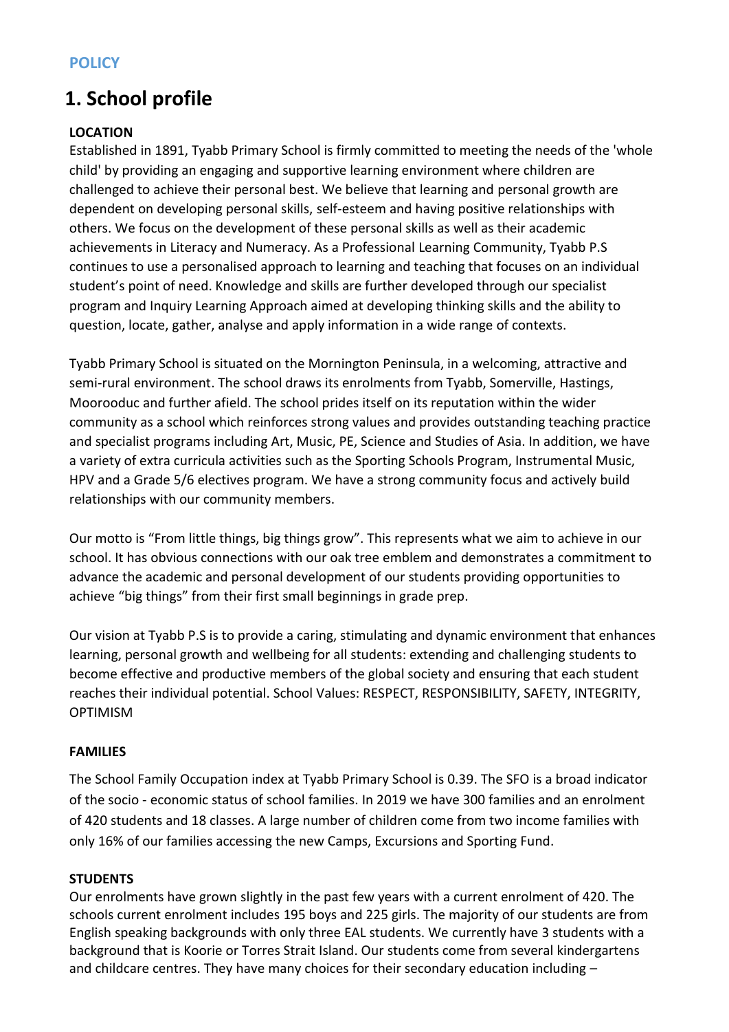**POLICY**

# 1. School profile

**LOCATION**

Established in 1891, Tyabb Primary School is firmly committed to meeting the needs of the 'whole child' by providing an engaging and supportive learning environment where children are challenged to achieve their personal best. We believe that learning and personal growth are dependent on developing personal skills, self-esteem and having positive relationships with others. We focus on the development of these personal skills as well as their academic achievements in Literacy and Numeracy. As a Professional Learning Community, Tyabb P.S continues to use a personalised approach to learning and teaching that focuses on an individual student's point of need. Knowledge and skills are further developed through our specialist program and Inquiry Learning Approach aimed at developing thinking skills and the ability to question, locate, gather, analyse and apply information in a wide range of contexts.

Tyabb Primary School is situated on the Mornington Peninsula, in a welcoming, attractive and semi-rural environment. The school draws its enrolments from Tyabb, Somerville, Hastings, Moorooduc and further afield. The school prides itself on its reputation within the wider community as a school which reinforces strong values and provides outstanding teaching practice and specialist programs including Art, Music, PE, Science and Studies of Asia. In addition, we have a variety of extra curricula activities such as the Sporting Schools Program, Instrumental Music, HPV and a Grade 5/6 electives program. We have a strong community focus and actively build relationships with our community members.

Our motto is "From little things, big things grow". This represents what we aim to achieve in our school. It has obvious connections with our oak tree emblem and demonstrates a commitment to advance the academic and personal development of our students providing opportunities to achieve "big things" from their first small beginnings in grade prep.

Our vision at Tyabb P.S is to provide a caring, stimulating and dynamic environment that enhances learning, personal growth and wellbeing for all students: extending and challenging students to become effective and productive members of the global society and ensuring that each student reaches their individual potential. School Values: RESPECT, RESPONSIBILITY, SAFETY, INTEGRITY, OPTIMISM

**FAMILIES**

The School Family Occupation index at Tyabb Primary School is 0.39. The SFO is a broad indicator of the socio - economic status of school families. In 2019 we have 300 families and an enrolment of 420 students and 18 classes. A large number of children come from two income families with only 16% of our families accessing the new Camps, Excursions and Sporting Fund.

**STUDENTS**

Our enrolments have grown slightly in the past few years with a current enrolment of 420. The schools current enrolment includes 195 boys and 225 girls. The majority of our students are from English speaking backgrounds with only three EAL students. We currently have 3 students with a background that is Koorie or Torres Strait Island. Our students come from several kindergartens and childcare centres. They have many choices for their secondary education including –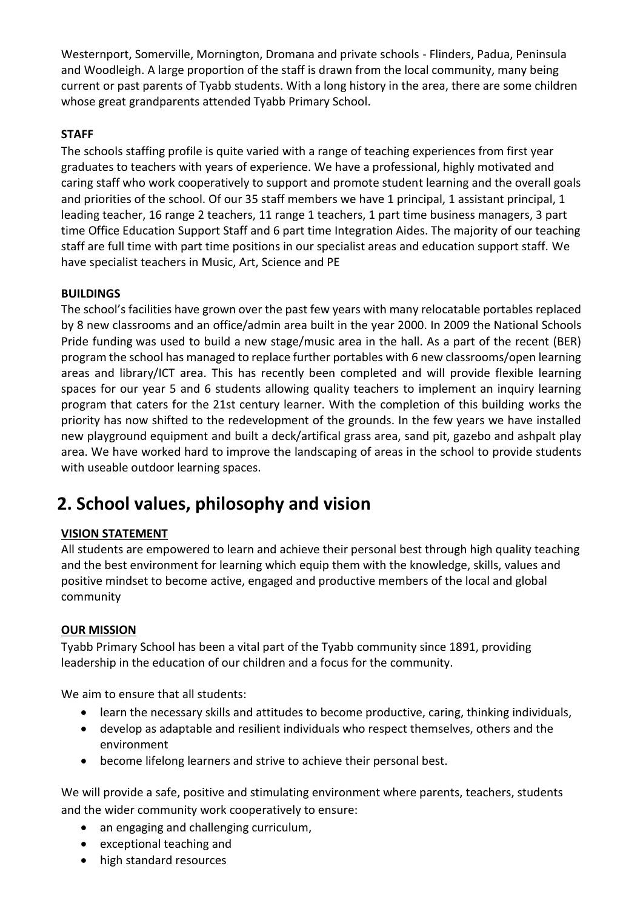Westernport, Somerville, Mornington, Dromana and private schools - Flinders, Padua, Peninsula and Woodleigh. A large proportion of the staff is drawn from the local community, many being current or past parents of Tyabb students. With a long history in the area, there are some children whose great grandparents attended Tyabb Primary School.

**STAFF**

The schools staffing profile is quite varied with a range of teaching experiences from first year graduates to teachers with years of experience. We have a professional, highly motivated and caring staff who work cooperatively to support and promote student learning and the overall goals and priorities of the school. Of our 35 staff members we have 1 principal, 1 assistant principal, 1 leading teacher, 16 range 2 teachers, 11 range 1 teachers, 1 part time business managers, 3 part time Office Education Support Staff and 6 part time Integration Aides. The majority of our teaching staff are full time with part time positions in our specialist areas and education support staff. We have specialist teachers in Music, Art, Science and PE

**BUILDINGS**

The school's facilities have grown over the past few years with many relocatable portables replaced by 8 new classrooms and an office/admin area built in the year 2000. In 2009 the National Schools Pride funding was used to build a new stage/music area in the hall. As a part of the recent (BER) program the school has managed to replace further portables with 6 new classrooms/open learning areas and library/ICT area. This has recently been completed and will provide flexible learning spaces for our year 5 and 6 students allowing quality teachers to implement an inquiry learning program that caters for the 21st century learner. With the completion of this building works the priority has now shifted to the redevelopment of the grounds. In the few years we have installed new playground equipment and built a deck/artifical grass area, sand pit, gazebo and ashpalt play area. We have worked hard to improve the landscaping of areas in the school to provide students with useable outdoor learning spaces.

## 2. School values, philosophy and vision

**VISION STATEMENT**

All students are empowered to learn and achieve their personal best through high quality teaching and the best environment for learning which equip them with the knowledge, skills, values and positive mindset to become active, engaged and productive members of the local and global community

**OUR MISSION**

Tyabb Primary School has been a vital part of the Tyabb community since 1891, providing leadership in the education of our children and a focus for the community.

We aim to ensure that all students:

- learn the necessary skills and attitudes to become productive, caring, thinking individuals,
- develop as adaptable and resilient individuals who respect themselves, others and the environment
- become lifelong learners and strive to achieve their personal best.

We will provide a safe, positive and stimulating environment where parents, teachers, students and the wider community work cooperatively to ensure:

- an engaging and challenging curriculum,
- exceptional teaching and
- high standard resources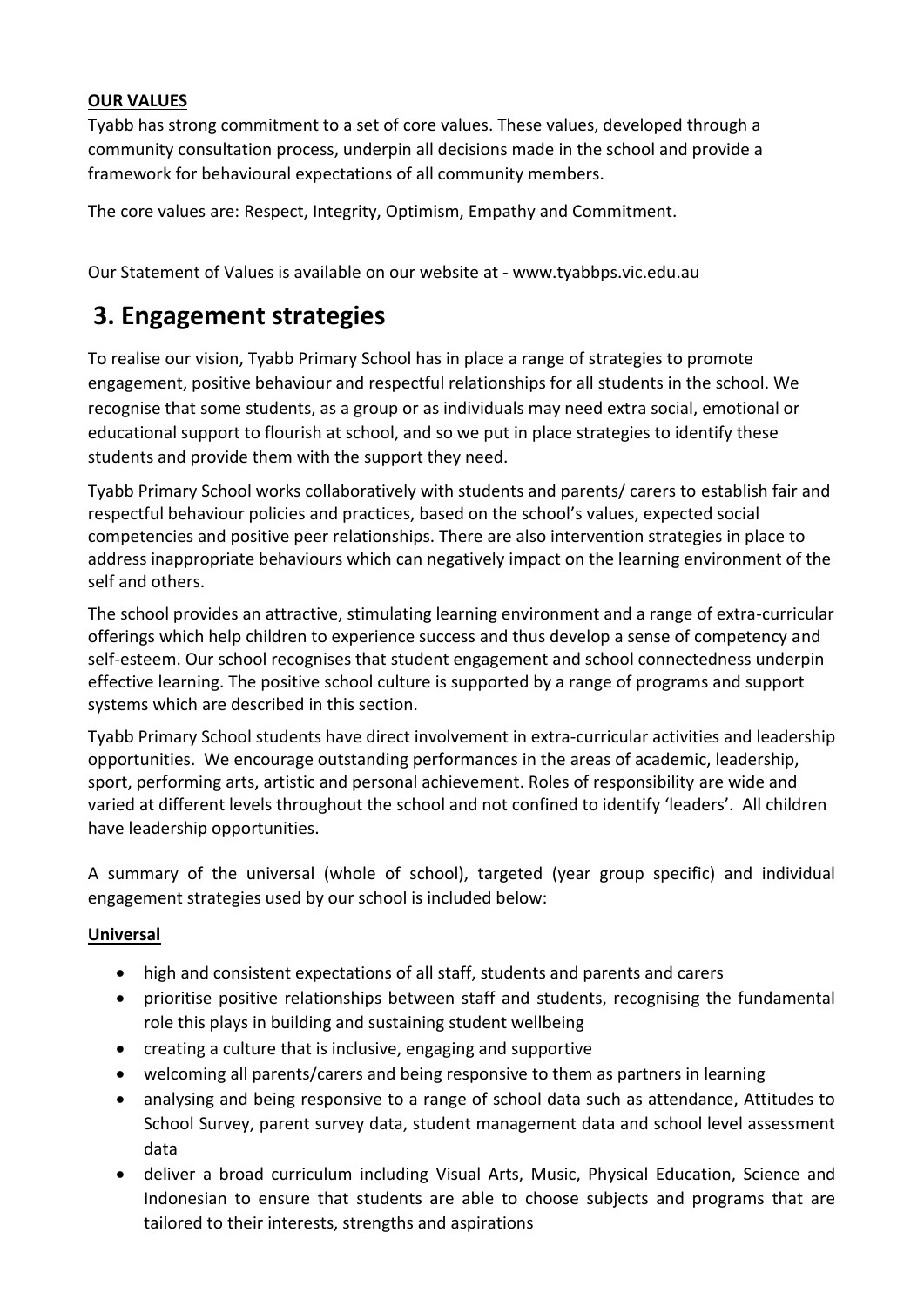**OUR VALUES**

Tyabb has strong commitment to a set of core values. These values, developed through a community consultation process, underpin all decisions made in the school and provide a framework for behavioural expectations of all community members.

The core values are: Respect, Integrity, Optimism, Empathy and Commitment.

Our Statement of Values is available on our website at - www.tyabbps.vic.edu.au

# 3. Engagement strategies

To realise our vision, Tyabb Primary School has in place a range of strategies to promote engagement, positive behaviour and respectful relationships for all students in the school. We recognise that some students, as a group or as individuals may need extra social, emotional or educational support to flourish at school, and so we put in place strategies to identify these students and provide them with the support they need.

Tyabb Primary School works collaboratively with students and parents/ carers to establish fair and respectful behaviour policies and practices, based on the school's values, expected social competencies and positive peer relationships. There are also intervention strategies in place to address inappropriate behaviours which can negatively impact on the learning environment of the self and others.

The school provides an attractive, stimulating learning environment and a range of extra-curricular offerings which help children to experience success and thus develop a sense of competency and self-esteem. Our school recognises that student engagement and school connectedness underpin effective learning. The positive school culture is supported by a range of programs and support systems which are described in this section.

Tyabb Primary School students have direct involvement in extra-curricular activities and leadership opportunities. We encourage outstanding performances in the areas of academic, leadership, sport, performing arts, artistic and personal achievement. Roles of responsibility are wide and varied at different levels throughout the school and not confined to identify 'leaders'. All children have leadership opportunities.

A summary of the universal (whole of school), targeted (year group specific) and individual engagement strategies used by our school is included below:

**Universal**

- high and consistent expectations of all staff, students and parents and carers
- prioritise positive relationships between staff and students, recognising the fundamental role this plays in building and sustaining student wellbeing
- creating a culture that is inclusive, engaging and supportive
- welcoming all parents/carers and being responsive to them as partners in learning
- analysing and being responsive to a range of school data such as attendance, Attitudes to School Survey, parent survey data, student management data and school level assessment data
- deliver a broad curriculum including Visual Arts, Music, Physical Education, Science and Indonesian to ensure that students are able to choose subjects and programs that are tailored to their interests, strengths and aspirations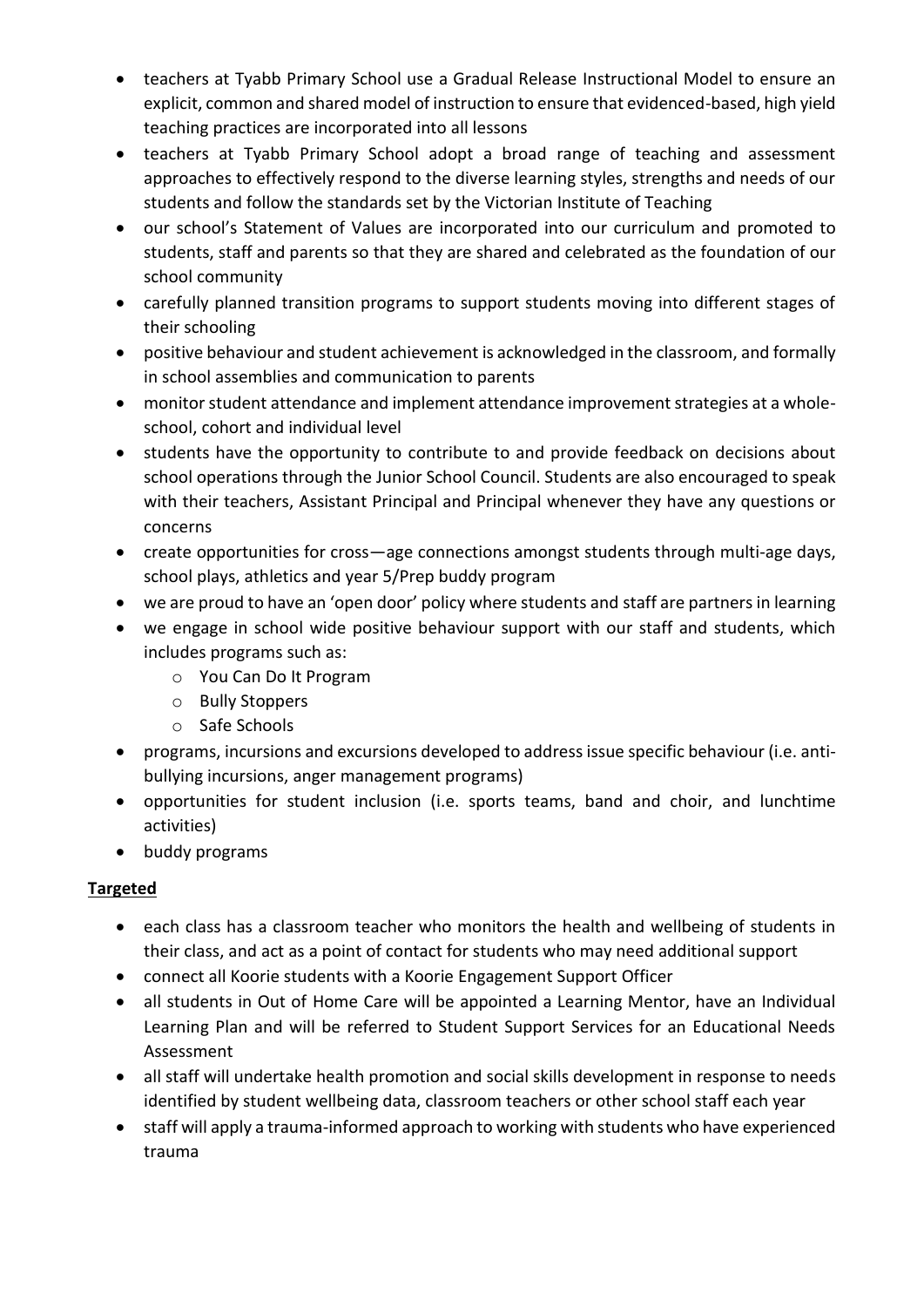- teachers at Tyabb Primary School use a Gradual Release Instructional Model to ensure an explicit, common and shared model of instruction to ensure that evidenced-based, high yield teaching practices are incorporated into all lessons
- teachers at Tyabb Primary School adopt a broad range of teaching and assessment approaches to effectively respond to the diverse learning styles, strengths and needs of our students and follow the standards set by the Victorian Institute of Teaching
- our school's Statement of Values are incorporated into our curriculum and promoted to students, staff and parents so that they are shared and celebrated as the foundation of our school community
- carefully planned transition programs to support students moving into different stages of their schooling
- positive behaviour and student achievement is acknowledged in the classroom, and formally in school assemblies and communication to parents
- monitor student attendance and implement attendance improvement strategies at a whole-school, cohort and individual level
- students have the opportunity to contribute to and provide feedback on decisions about school operations through the Junior School Council. Students are also encouraged to speak with their teachers, Assistant Principal and Principal whenever they have any questions or concerns
- create opportunities for cross—age connections amongst students through multi-age days, school plays, athletics and year 5/Prep buddy program
- we are proud to have an 'open door' policy where students and staff are partners in learning
- we engage in school wide positive behaviour support with our staff and students, which includes programs such as:
  - You Can Do It Program
  - Bully Stoppers
  - Safe Schools
- programs, incursions and excursions developed to address issue specific behaviour (i.e. anti-bullying incursions, anger management programs)
- opportunities for student inclusion (i.e. sports teams, band and choir, and lunchtime activities)
- buddy programs

**Targeted**

- each class has a classroom teacher who monitors the health and wellbeing of students in their class, and act as a point of contact for students who may need additional support
- connect all Koorie students with a Koorie Engagement Support Officer
- all students in Out of Home Care will be appointed a Learning Mentor, have an Individual Learning Plan and will be referred to Student Support Services for an Educational Needs Assessment
- all staff will undertake health promotion and social skills development in response to needs identified by student wellbeing data, classroom teachers or other school staff each year
- staff will apply a trauma-informed approach to working with students who have experienced trauma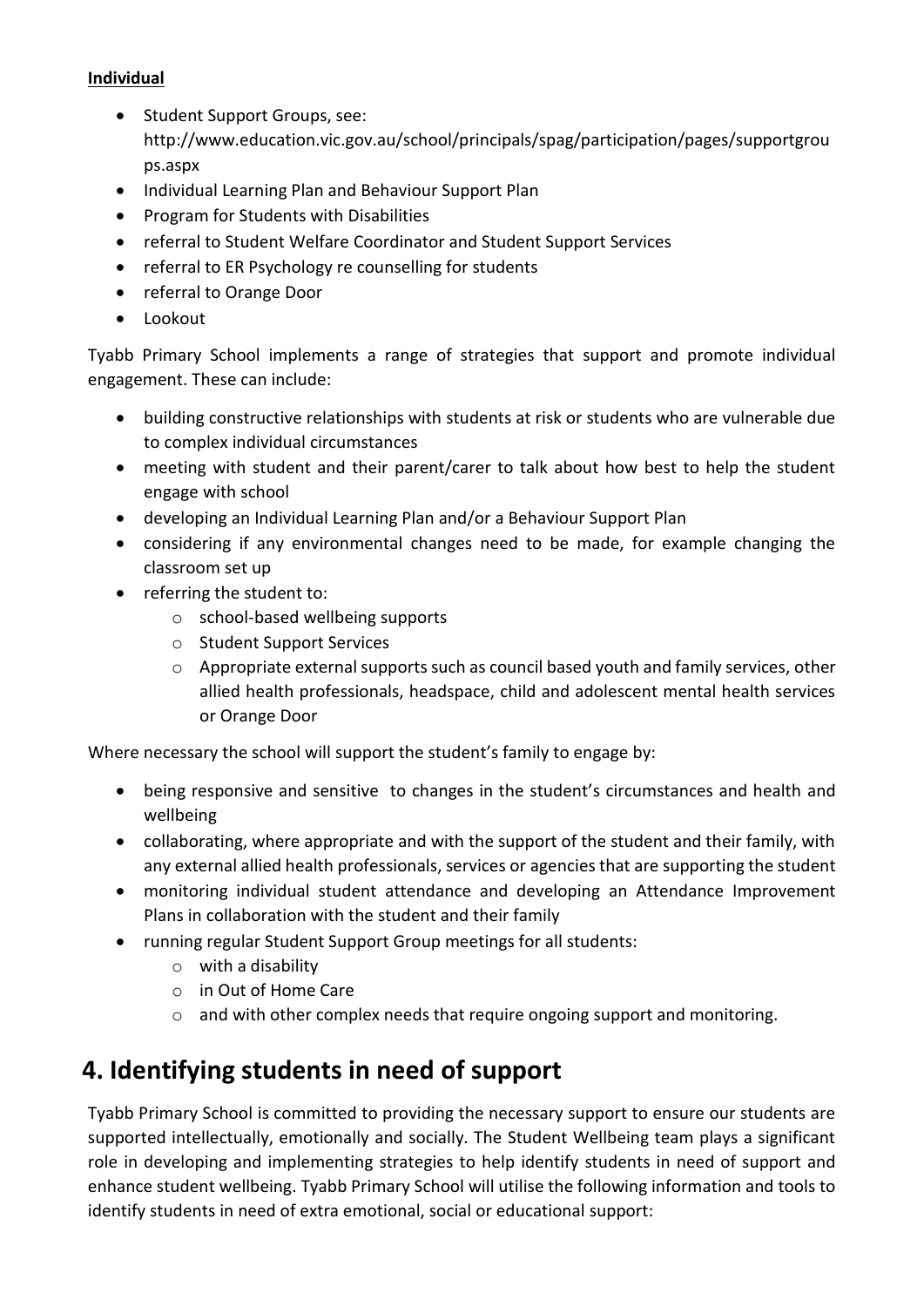**Individual**

- Student Support Groups, see: http://www.education.vic.gov.au/school/principals/spag/participation/pages/supportgroups.aspx
- Individual Learning Plan and Behaviour Support Plan
- Program for Students with Disabilities
- referral to Student Welfare Coordinator and Student Support Services
- referral to ER Psychology re counselling for students
- referral to Orange Door
- Lookout

Tyabb Primary School implements a range of strategies that support and promote individual engagement. These can include:

- building constructive relationships with students at risk or students who are vulnerable due to complex individual circumstances
- meeting with student and their parent/carer to talk about how best to help the student engage with school
- developing an Individual Learning Plan and/or a Behaviour Support Plan
- considering if any environmental changes need to be made, for example changing the classroom set up
- referring the student to:
  - school-based wellbeing supports
  - Student Support Services
  - Appropriate external supports such as council based youth and family services, other allied health professionals, headspace, child and adolescent mental health services or Orange Door

Where necessary the school will support the student's family to engage by:

- being responsive and sensitive to changes in the student's circumstances and health and wellbeing
- collaborating, where appropriate and with the support of the student and their family, with any external allied health professionals, services or agencies that are supporting the student
- monitoring individual student attendance and developing an Attendance Improvement Plans in collaboration with the student and their family
- running regular Student Support Group meetings for all students:
  - with a disability
  - in Out of Home Care
  - and with other complex needs that require ongoing support and monitoring.

# 4. Identifying students in need of support

Tyabb Primary School is committed to providing the necessary support to ensure our students are supported intellectually, emotionally and socially. The Student Wellbeing team plays a significant role in developing and implementing strategies to help identify students in need of support and enhance student wellbeing. Tyabb Primary School will utilise the following information and tools to identify students in need of extra emotional, social or educational support: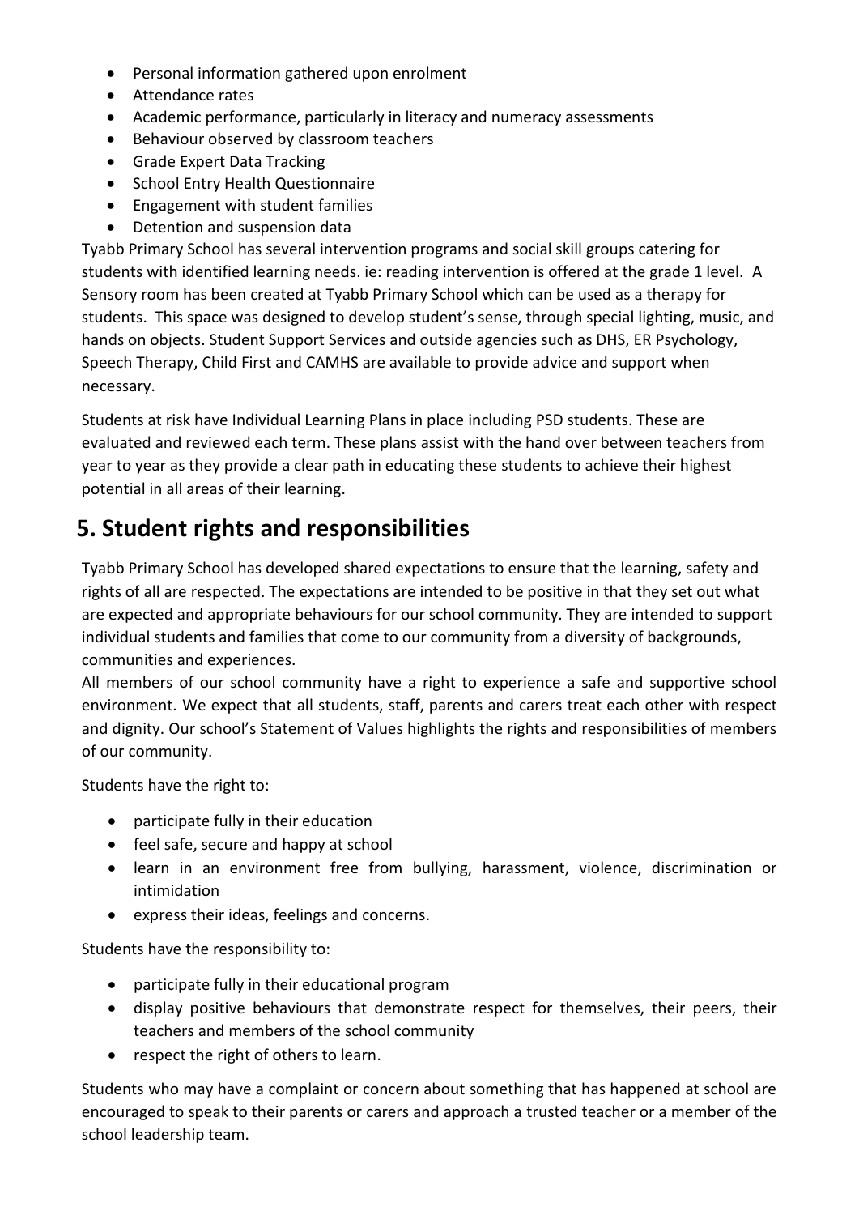- Personal information gathered upon enrolment
- Attendance rates
- Academic performance, particularly in literacy and numeracy assessments
- Behaviour observed by classroom teachers
- Grade Expert Data Tracking
- School Entry Health Questionnaire
- Engagement with student families
- Detention and suspension data

Tyabb Primary School has several intervention programs and social skill groups catering for students with identified learning needs. ie: reading intervention is offered at the grade 1 level. A Sensory room has been created at Tyabb Primary School which can be used as a therapy for students. This space was designed to develop student's sense, through special lighting, music, and hands on objects. Student Support Services and outside agencies such as DHS, ER Psychology, Speech Therapy, Child First and CAMHS are available to provide advice and support when necessary.

Students at risk have Individual Learning Plans in place including PSD students. These are evaluated and reviewed each term. These plans assist with the hand over between teachers from year to year as they provide a clear path in educating these students to achieve their highest potential in all areas of their learning.

## 5. Student rights and responsibilities

Tyabb Primary School has developed shared expectations to ensure that the learning, safety and rights of all are respected. The expectations are intended to be positive in that they set out what are expected and appropriate behaviours for our school community. They are intended to support individual students and families that come to our community from a diversity of backgrounds, communities and experiences.

All members of our school community have a right to experience a safe and supportive school environment. We expect that all students, staff, parents and carers treat each other with respect and dignity. Our school's Statement of Values highlights the rights and responsibilities of members of our community.

Students have the right to:

- participate fully in their education
- feel safe, secure and happy at school
- learn in an environment free from bullying, harassment, violence, discrimination or intimidation
- express their ideas, feelings and concerns.

Students have the responsibility to:

- participate fully in their educational program
- display positive behaviours that demonstrate respect for themselves, their peers, their teachers and members of the school community
- respect the right of others to learn.

Students who may have a complaint or concern about something that has happened at school are encouraged to speak to their parents or carers and approach a trusted teacher or a member of the school leadership team.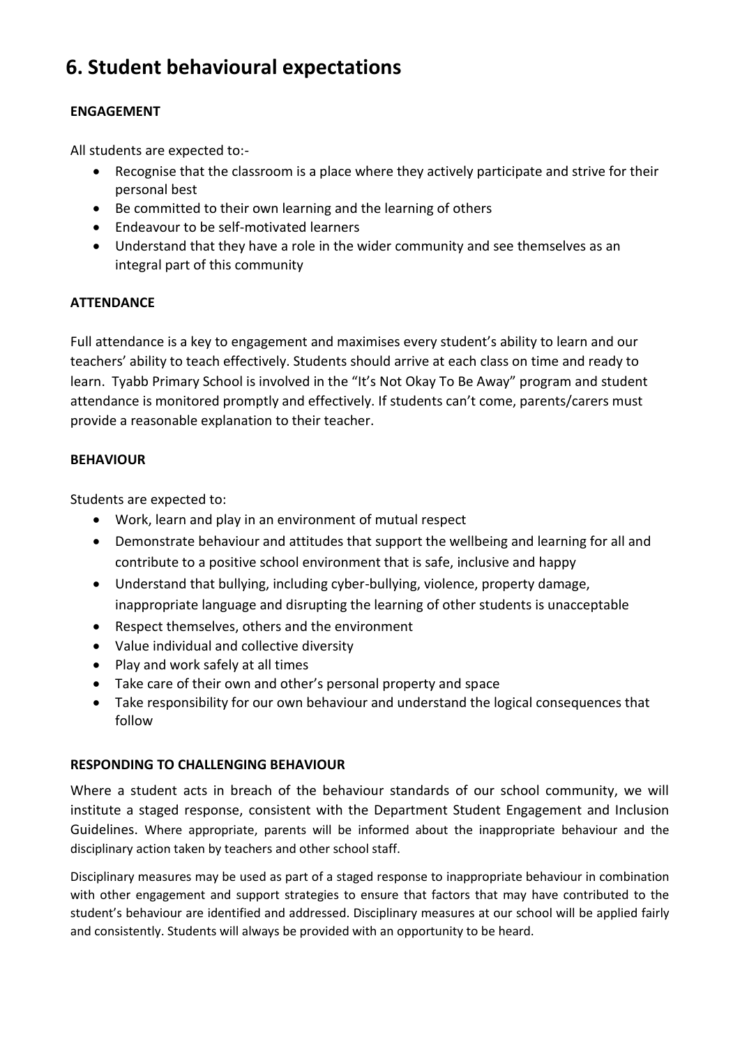## 6. Student behavioural expectations

### ENGAGEMENT

All students are expected to:-

- Recognise that the classroom is a place where they actively participate and strive for their personal best
- Be committed to their own learning and the learning of others
- Endeavour to be self-motivated learners
- Understand that they have a role in the wider community and see themselves as an integral part of this community

### ATTENDANCE

Full attendance is a key to engagement and maximises every student's ability to learn and our teachers' ability to teach effectively. Students should arrive at each class on time and ready to learn. Tyabb Primary School is involved in the "It's Not Okay To Be Away" program and student attendance is monitored promptly and effectively. If students can't come, parents/carers must provide a reasonable explanation to their teacher.

### BEHAVIOUR

Students are expected to:

- Work, learn and play in an environment of mutual respect
- Demonstrate behaviour and attitudes that support the wellbeing and learning for all and contribute to a positive school environment that is safe, inclusive and happy
- Understand that bullying, including cyber-bullying, violence, property damage, inappropriate language and disrupting the learning of other students is unacceptable
- Respect themselves, others and the environment
- Value individual and collective diversity
- Play and work safely at all times
- Take care of their own and other's personal property and space
- Take responsibility for our own behaviour and understand the logical consequences that follow

### RESPONDING TO CHALLENGING BEHAVIOUR

Where a student acts in breach of the behaviour standards of our school community, we will institute a staged response, consistent with the Department Student Engagement and Inclusion Guidelines. Where appropriate, parents will be informed about the inappropriate behaviour and the disciplinary action taken by teachers and other school staff.

Disciplinary measures may be used as part of a staged response to inappropriate behaviour in combination with other engagement and support strategies to ensure that factors that may have contributed to the student's behaviour are identified and addressed. Disciplinary measures at our school will be applied fairly and consistently. Students will always be provided with an opportunity to be heard.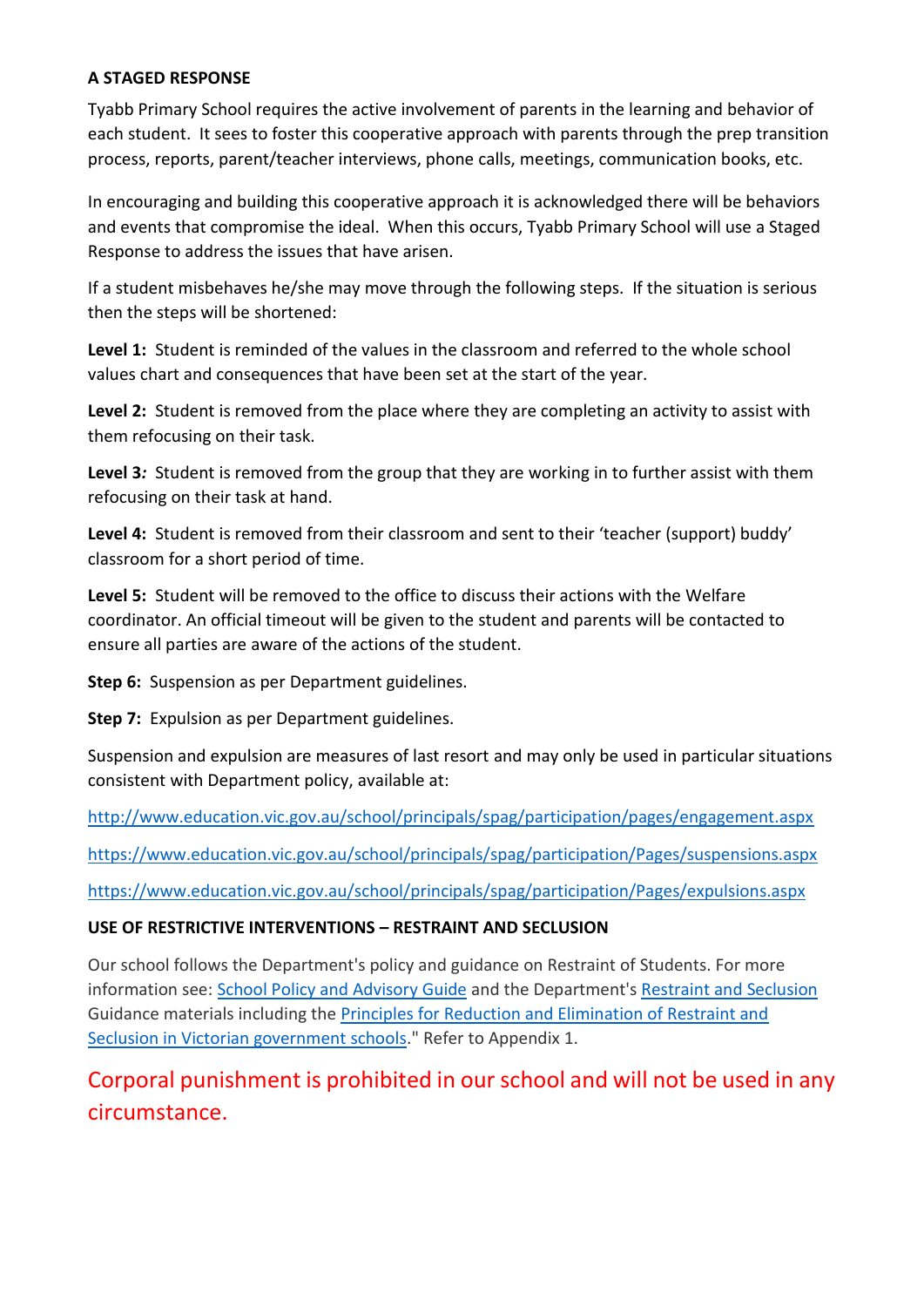## A STAGED RESPONSE

Tyabb Primary School requires the active involvement of parents in the learning and behavior of each student. It sees to foster this cooperative approach with parents through the prep transition process, reports, parent/teacher interviews, phone calls, meetings, communication books, etc.

In encouraging and building this cooperative approach it is acknowledged there will be behaviors and events that compromise the ideal. When this occurs, Tyabb Primary School will use a Staged Response to address the issues that have arisen.

If a student misbehaves he/she may move through the following steps. If the situation is serious then the steps will be shortened:

**Level 1:** Student is reminded of the values in the classroom and referred to the whole school values chart and consequences that have been set at the start of the year.

**Level 2:** Student is removed from the place where they are completing an activity to assist with them refocusing on their task.

**Level 3***:* Student is removed from the group that they are working in to further assist with them refocusing on their task at hand.

**Level 4:** Student is removed from their classroom and sent to their 'teacher (support) buddy' classroom for a short period of time.

**Level 5:** Student will be removed to the office to discuss their actions with the Welfare coordinator. An official timeout will be given to the student and parents will be contacted to ensure all parties are aware of the actions of the student.

**Step 6:** Suspension as per Department guidelines.

**Step 7:** Expulsion as per Department guidelines.

Suspension and expulsion are measures of last resort and may only be used in particular situations consistent with Department policy, available at:

http://www.education.vic.gov.au/school/principals/spag/participation/pages/engagement.aspx

https://www.education.vic.gov.au/school/principals/spag/participation/Pages/suspensions.aspx

https://www.education.vic.gov.au/school/principals/spag/participation/Pages/expulsions.aspx

## USE OF RESTRICTIVE INTERVENTIONS – RESTRAINT AND SECLUSION

Our school follows the Department's policy and guidance on Restraint of Students. For more information see: School Policy and Advisory Guide and the Department's Restraint and Seclusion Guidance materials including the Principles for Reduction and Elimination of Restraint and Seclusion in Victorian government schools." Refer to Appendix 1.

Corporal punishment is prohibited in our school and will not be used in any circumstance.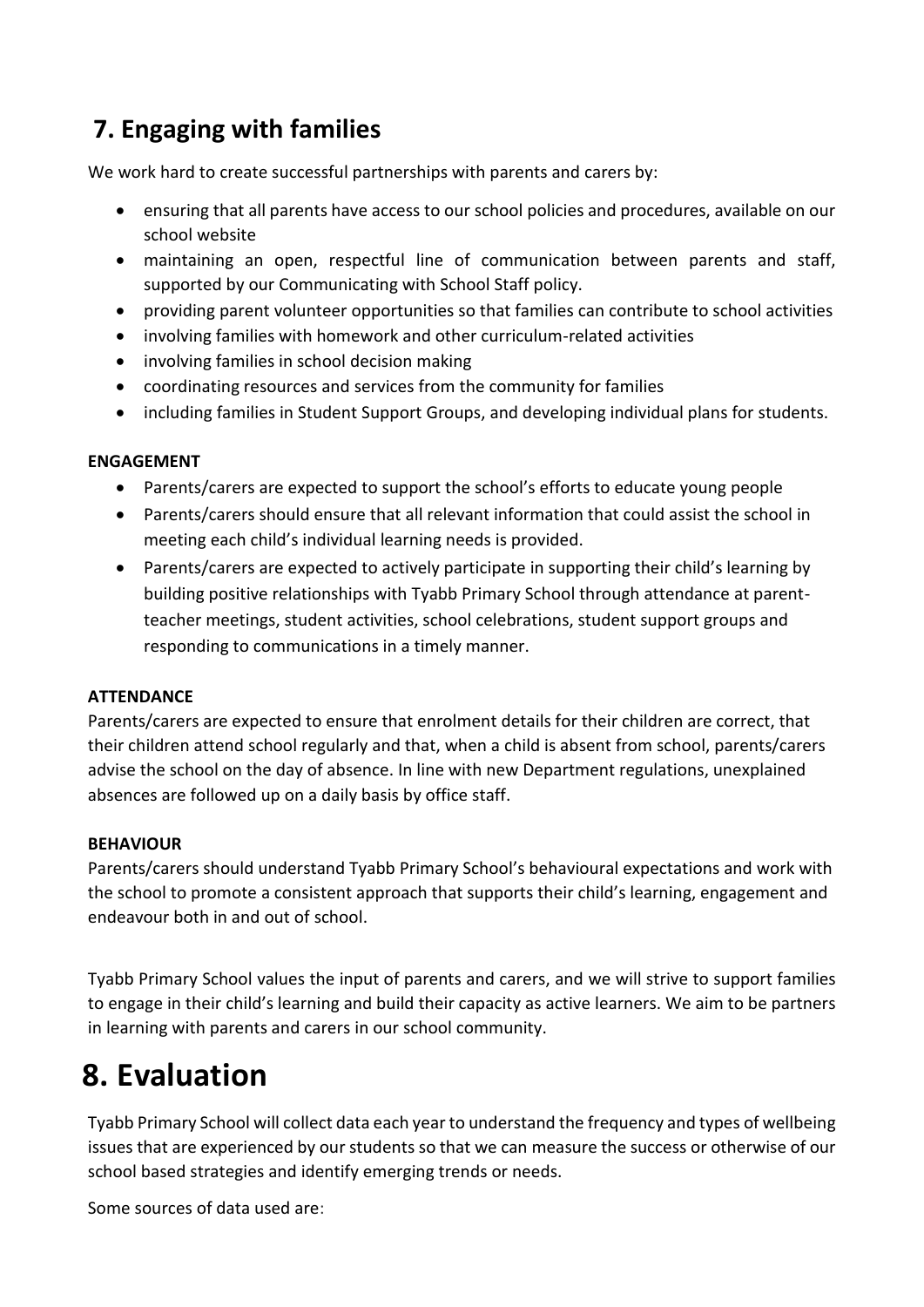## 7. Engaging with families

We work hard to create successful partnerships with parents and carers by:

- ensuring that all parents have access to our school policies and procedures, available on our school website
- maintaining an open, respectful line of communication between parents and staff, supported by our Communicating with School Staff policy.
- providing parent volunteer opportunities so that families can contribute to school activities
- involving families with homework and other curriculum-related activities
- involving families in school decision making
- coordinating resources and services from the community for families
- including families in Student Support Groups, and developing individual plans for students.

**ENGAGEMENT**

- Parents/carers are expected to support the school's efforts to educate young people
- Parents/carers should ensure that all relevant information that could assist the school in meeting each child's individual learning needs is provided.
- Parents/carers are expected to actively participate in supporting their child's learning by building positive relationships with Tyabb Primary School through attendance at parent-teacher meetings, student activities, school celebrations, student support groups and responding to communications in a timely manner.

**ATTENDANCE**

Parents/carers are expected to ensure that enrolment details for their children are correct, that their children attend school regularly and that, when a child is absent from school, parents/carers advise the school on the day of absence. In line with new Department regulations, unexplained absences are followed up on a daily basis by office staff.

**BEHAVIOUR**

Parents/carers should understand Tyabb Primary School's behavioural expectations and work with the school to promote a consistent approach that supports their child's learning, engagement and endeavour both in and out of school.

Tyabb Primary School values the input of parents and carers, and we will strive to support families to engage in their child's learning and build their capacity as active learners. We aim to be partners in learning with parents and carers in our school community.

# 8. Evaluation

Tyabb Primary School will collect data each year to understand the frequency and types of wellbeing issues that are experienced by our students so that we can measure the success or otherwise of our school based strategies and identify emerging trends or needs.

Some sources of data used are: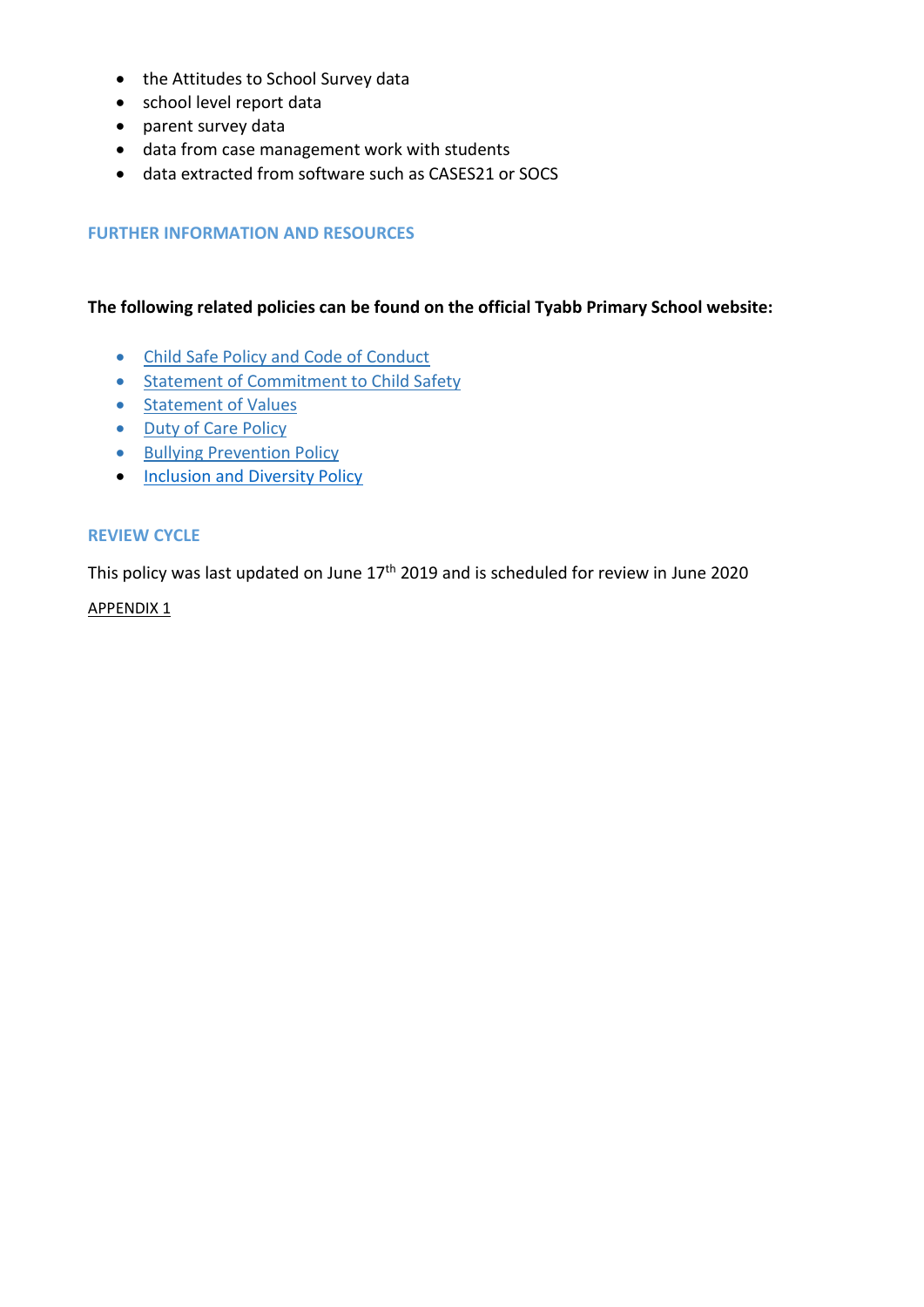- the Attitudes to School Survey data
- school level report data
- parent survey data
- data from case management work with students
- data extracted from software such as CASES21 or SOCS

## FURTHER INFORMATION AND RESOURCES

**The following related policies can be found on the official Tyabb Primary School website:**

- Child Safe Policy and Code of Conduct
- Statement of Commitment to Child Safety
- Statement of Values
- Duty of Care Policy
- Bullying Prevention Policy
- Inclusion and Diversity Policy

## REVIEW CYCLE

This policy was last updated on June 17th 2019 and is scheduled for review in June 2020

APPENDIX 1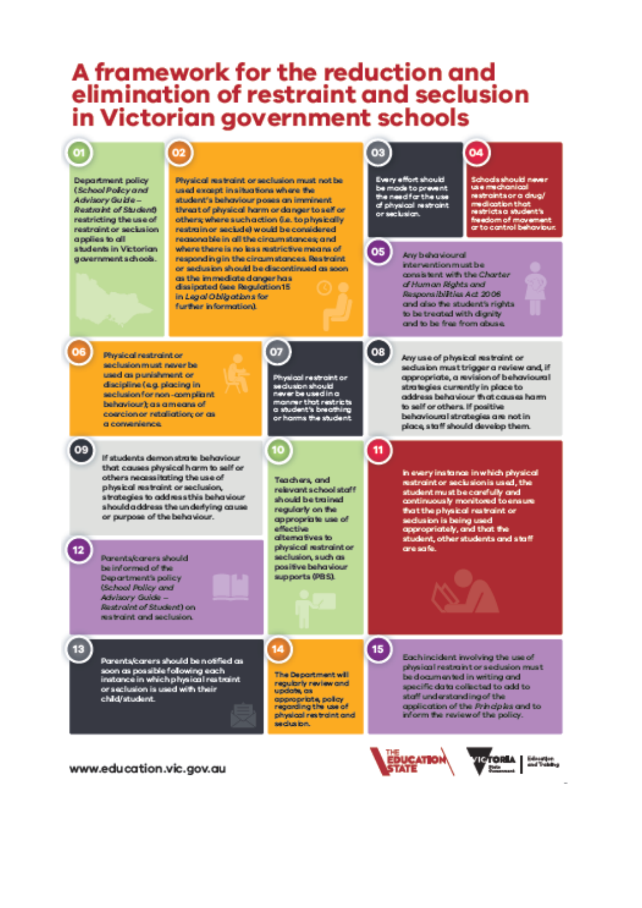# A framework for the reduction and elimination of restraint and seclusion in Victorian government schools

**01**

Department policy (*School Policy and Advisory Guide – Restraint of Student*) restricting the use of restraint or seclusion applies to all students in Victorian government schools.

**02**

Physical restraint or seclusion must not be used except in situations where the student's behaviour poses an imminent threat of physical harm or danger to self or others; where such action (i.e. to physically restrain or seclude) would be considered reasonable in all the circumstances; and where there is no less restrictive means of responding in the circumstances. Restraint or seclusion should be discontinued as soon as the immediate danger has dissipated (see Regulation 15 in *Legal Obligations* for further information).

**03**

Every effort should be made to prevent the need for the use of physical restraint or seclusion.

**04**

Schools should never use mechanical restraints or a drug/medication that restricts a student's freedom of movement or to control behaviour.

**05**

Any behavioural intervention must be consistent with the *Charter of Human Rights and Responsibilities Act 2006* and also the student's rights to be treated with dignity and to be free from abuse.

**06**

Physical restraint or seclusion must never be used as punishment or discipline (e.g. placing in seclusion for non-compliant behaviour); as a means of coercion or retaliation; or as a convenience.

**07**

Physical restraint or seclusion should never be used in a manner that restricts a student's breathing or harms the student.

**08**

Any use of physical restraint or seclusion must trigger a review and, if appropriate, a revision of behavioural strategies currently in place to address behaviour that causes harm to self or others. If positive behavioural strategies are not in place, staff should develop them.

**09**

If students demonstrate behaviour that causes physical harm to self or others necessitating the use of physical restraint or seclusion, strategies to address this behaviour should address the underlying cause or purpose of the behaviour.

**10**

Teachers, and relevant school staff should be trained regularly on the appropriate use of effective alternatives to physical restraint or seclusion, such as positive behaviour supports (PBS).

**11**

In every instance in which physical restraint or seclusion is used, the student must be carefully and continuously monitored to ensure that the physical restraint or seclusion is being used appropriately, and that the student, other students and staff are safe.

**12**

Parents/carers should be informed of the Department's policy (*School Policy and Advisory Guide – Restraint of Student*) on restraint and seclusion.

**13**

Parents/carers should be notified as soon as possible following each instance in which physical restraint or seclusion is used with their child/student.

**14**

The Department will regularly review and update, as appropriate, policy regarding the use of physical restraint and seclusion.

**15**

Each incident involving the use of physical restraint or seclusion must be documented in writing and specific data collected to add to staff understanding of the application of the *Principles* and to inform the review of the policy.

www.education.vic.gov.au

THE EDUCATION STATE | VICTORIA State Government | Education and Training